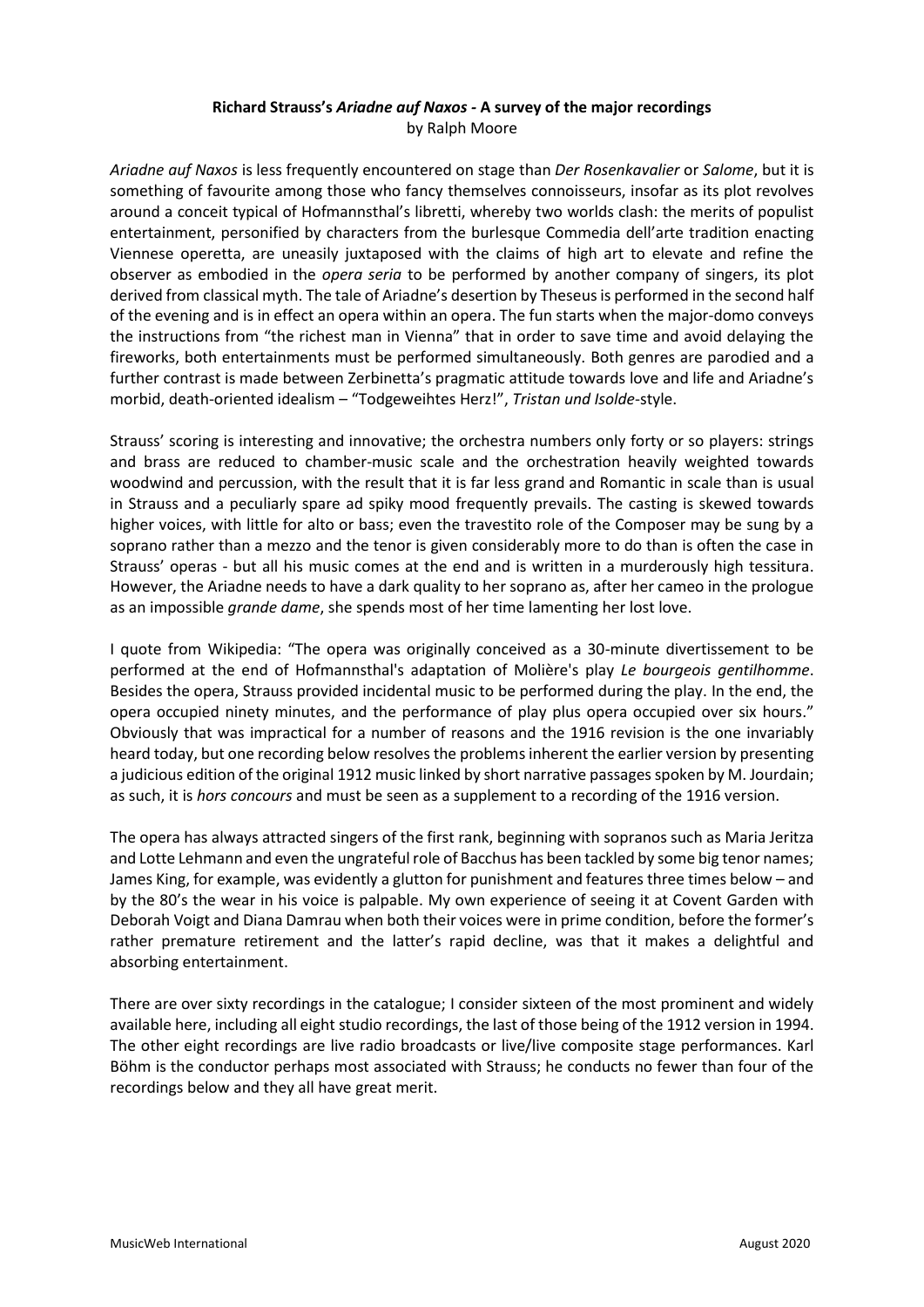**Richard Strauss's *Ariadne auf Naxos* - A survey of the major recordings**
by Ralph Moore

*Ariadne auf Naxos* is less frequently encountered on stage than *Der Rosenkavalier* or *Salome*, but it is something of favourite among those who fancy themselves connoisseurs, insofar as its plot revolves around a conceit typical of Hofmannsthal's libretti, whereby two worlds clash: the merits of populist entertainment, personified by characters from the burlesque Commedia dell'arte tradition enacting Viennese operetta, are uneasily juxtaposed with the claims of high art to elevate and refine the observer as embodied in the *opera seria* to be performed by another company of singers, its plot derived from classical myth. The tale of Ariadne's desertion by Theseus is performed in the second half of the evening and is in effect an opera within an opera. The fun starts when the major-domo conveys the instructions from "the richest man in Vienna" that in order to save time and avoid delaying the fireworks, both entertainments must be performed simultaneously. Both genres are parodied and a further contrast is made between Zerbinetta's pragmatic attitude towards love and life and Ariadne's morbid, death-oriented idealism – "Todgeweihtes Herz!", *Tristan und Isolde*-style.

Strauss' scoring is interesting and innovative; the orchestra numbers only forty or so players: strings and brass are reduced to chamber-music scale and the orchestration heavily weighted towards woodwind and percussion, with the result that it is far less grand and Romantic in scale than is usual in Strauss and a peculiarly spare ad spiky mood frequently prevails. The casting is skewed towards higher voices, with little for alto or bass; even the travestito role of the Composer may be sung by a soprano rather than a mezzo and the tenor is given considerably more to do than is often the case in Strauss' operas - but all his music comes at the end and is written in a murderously high tessitura. However, the Ariadne needs to have a dark quality to her soprano as, after her cameo in the prologue as an impossible *grande dame*, she spends most of her time lamenting her lost love.

I quote from Wikipedia: "The opera was originally conceived as a 30-minute divertissement to be performed at the end of Hofmannsthal's adaptation of Molière's play *Le bourgeois gentilhomme*. Besides the opera, Strauss provided incidental music to be performed during the play. In the end, the opera occupied ninety minutes, and the performance of play plus opera occupied over six hours." Obviously that was impractical for a number of reasons and the 1916 revision is the one invariably heard today, but one recording below resolves the problems inherent the earlier version by presenting a judicious edition of the original 1912 music linked by short narrative passages spoken by M. Jourdain; as such, it is *hors concours* and must be seen as a supplement to a recording of the 1916 version.

The opera has always attracted singers of the first rank, beginning with sopranos such as Maria Jeritza and Lotte Lehmann and even the ungrateful role of Bacchus has been tackled by some big tenor names; James King, for example, was evidently a glutton for punishment and features three times below – and by the 80's the wear in his voice is palpable. My own experience of seeing it at Covent Garden with Deborah Voigt and Diana Damrau when both their voices were in prime condition, before the former's rather premature retirement and the latter's rapid decline, was that it makes a delightful and absorbing entertainment.

There are over sixty recordings in the catalogue; I consider sixteen of the most prominent and widely available here, including all eight studio recordings, the last of those being of the 1912 version in 1994. The other eight recordings are live radio broadcasts or live/live composite stage performances. Karl Böhm is the conductor perhaps most associated with Strauss; he conducts no fewer than four of the recordings below and they all have great merit.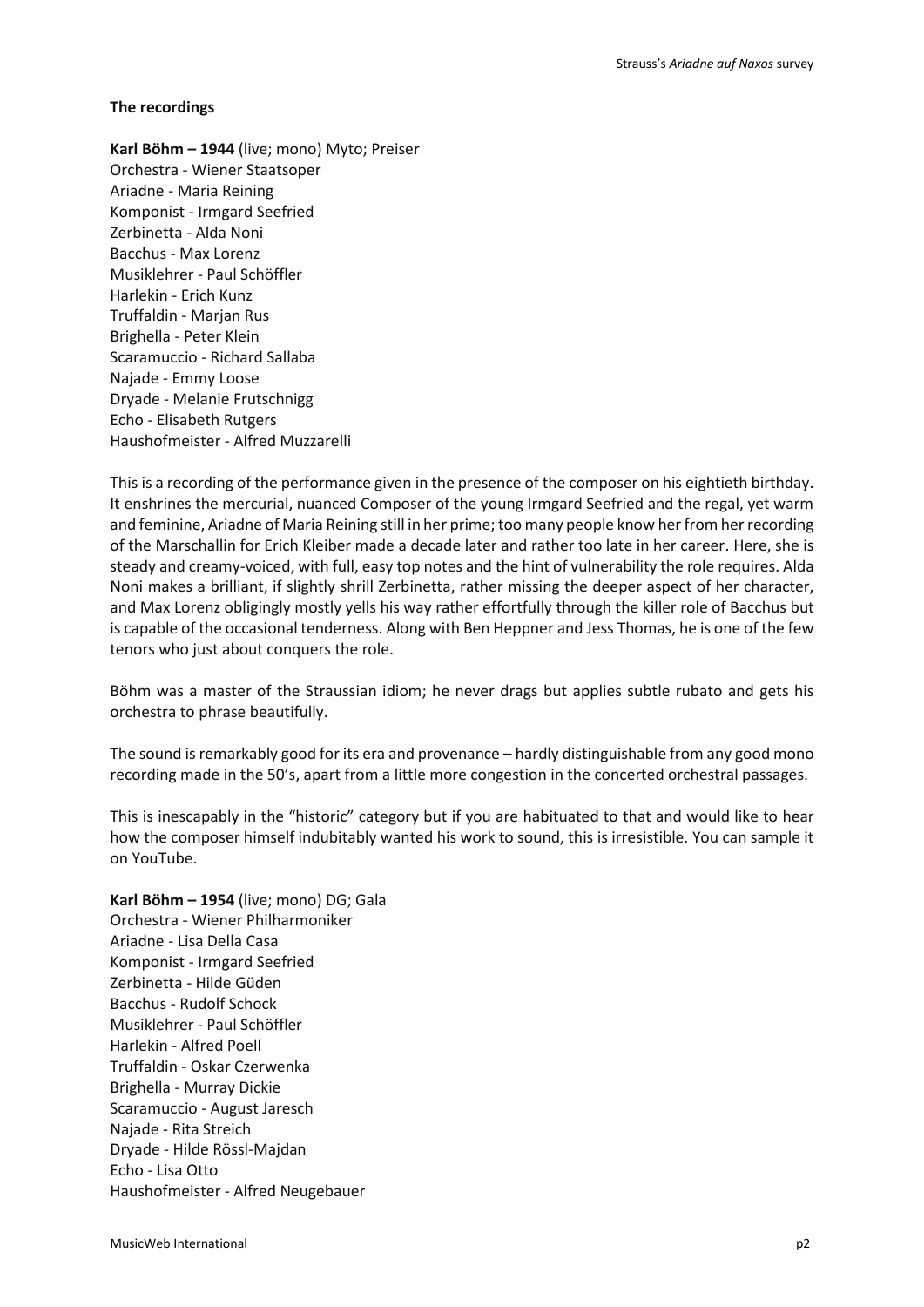**The recordings**

**Karl Böhm – 1944** (live; mono) Myto; Preiser
Orchestra - Wiener Staatsoper
Ariadne - Maria Reining
Komponist - Irmgard Seefried
Zerbinetta - Alda Noni
Bacchus - Max Lorenz
Musiklehrer - Paul Schöffler
Harlekin - Erich Kunz
Truffaldin - Marjan Rus
Brighella - Peter Klein
Scaramuccio - Richard Sallaba
Najade - Emmy Loose
Dryade - Melanie Frutschnigg
Echo - Elisabeth Rutgers
Haushofmeister - Alfred Muzzarelli

This is a recording of the performance given in the presence of the composer on his eightieth birthday. It enshrines the mercurial, nuanced Composer of the young Irmgard Seefried and the regal, yet warm and feminine, Ariadne of Maria Reining still in her prime; too many people know her from her recording of the Marschallin for Erich Kleiber made a decade later and rather too late in her career. Here, she is steady and creamy-voiced, with full, easy top notes and the hint of vulnerability the role requires. Alda Noni makes a brilliant, if slightly shrill Zerbinetta, rather missing the deeper aspect of her character, and Max Lorenz obligingly mostly yells his way rather effortfully through the killer role of Bacchus but is capable of the occasional tenderness. Along with Ben Heppner and Jess Thomas, he is one of the few tenors who just about conquers the role.

Böhm was a master of the Straussian idiom; he never drags but applies subtle rubato and gets his orchestra to phrase beautifully.

The sound is remarkably good for its era and provenance – hardly distinguishable from any good mono recording made in the 50's, apart from a little more congestion in the concerted orchestral passages.

This is inescapably in the "historic" category but if you are habituated to that and would like to hear how the composer himself indubitably wanted his work to sound, this is irresistible. You can sample it on YouTube.

**Karl Böhm – 1954** (live; mono) DG; Gala
Orchestra - Wiener Philharmoniker
Ariadne - Lisa Della Casa
Komponist - Irmgard Seefried
Zerbinetta - Hilde Güden
Bacchus - Rudolf Schock
Musiklehrer - Paul Schöffler
Harlekin - Alfred Poell
Truffaldin - Oskar Czerwenka
Brighella - Murray Dickie
Scaramuccio - August Jaresch
Najade - Rita Streich
Dryade - Hilde Rössl-Majdan
Echo - Lisa Otto
Haushofmeister - Alfred Neugebauer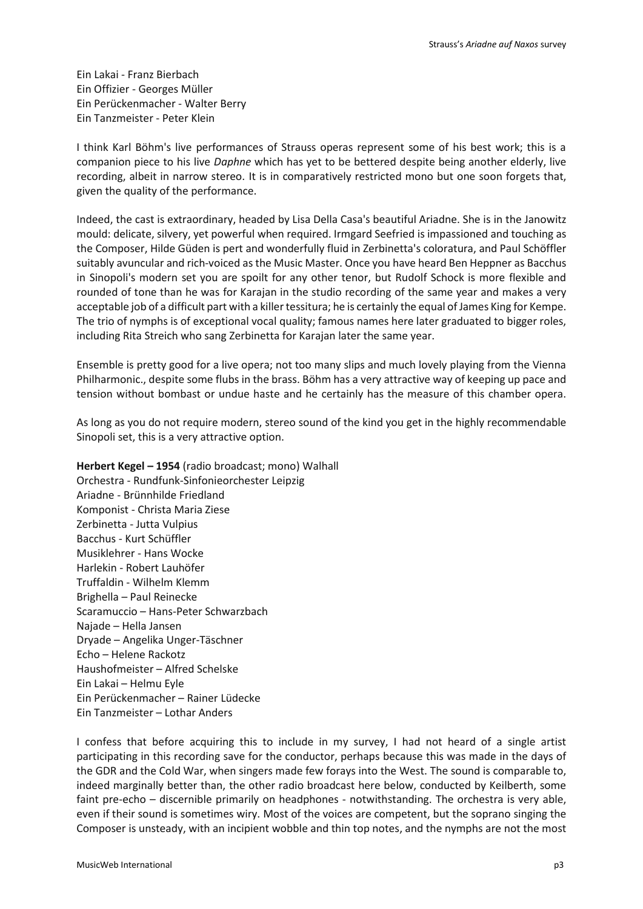Ein Lakai - Franz Bierbach
Ein Offizier - Georges Müller
Ein Perückenmacher - Walter Berry
Ein Tanzmeister - Peter Klein

I think Karl Böhm's live performances of Strauss operas represent some of his best work; this is a companion piece to his live *Daphne* which has yet to be bettered despite being another elderly, live recording, albeit in narrow stereo. It is in comparatively restricted mono but one soon forgets that, given the quality of the performance.

Indeed, the cast is extraordinary, headed by Lisa Della Casa's beautiful Ariadne. She is in the Janowitz mould: delicate, silvery, yet powerful when required. Irmgard Seefried is impassioned and touching as the Composer, Hilde Güden is pert and wonderfully fluid in Zerbinetta's coloratura, and Paul Schöffler suitably avuncular and rich-voiced as the Music Master. Once you have heard Ben Heppner as Bacchus in Sinopoli's modern set you are spoilt for any other tenor, but Rudolf Schock is more flexible and rounded of tone than he was for Karajan in the studio recording of the same year and makes a very acceptable job of a difficult part with a killer tessitura; he is certainly the equal of James King for Kempe. The trio of nymphs is of exceptional vocal quality; famous names here later graduated to bigger roles, including Rita Streich who sang Zerbinetta for Karajan later the same year.

Ensemble is pretty good for a live opera; not too many slips and much lovely playing from the Vienna Philharmonic., despite some flubs in the brass. Böhm has a very attractive way of keeping up pace and tension without bombast or undue haste and he certainly has the measure of this chamber opera.

As long as you do not require modern, stereo sound of the kind you get in the highly recommendable Sinopoli set, this is a very attractive option.

**Herbert Kegel – 1954** (radio broadcast; mono) Walhall
Orchestra - Rundfunk-Sinfonieorchester Leipzig
Ariadne - Brünnhilde Friedland
Komponist - Christa Maria Ziese
Zerbinetta - Jutta Vulpius
Bacchus - Kurt Schüffler
Musiklehrer - Hans Wocke
Harlekin - Robert Lauhöfer
Truffaldin - Wilhelm Klemm
Brighella – Paul Reinecke
Scaramuccio – Hans-Peter Schwarzbach
Najade – Hella Jansen
Dryade – Angelika Unger-Täschner
Echo – Helene Rackotz
Haushofmeister – Alfred Schelske
Ein Lakai – Helmu Eyle
Ein Perückenmacher – Rainer Lüdecke
Ein Tanzmeister – Lothar Anders

I confess that before acquiring this to include in my survey, I had not heard of a single artist participating in this recording save for the conductor, perhaps because this was made in the days of the GDR and the Cold War, when singers made few forays into the West. The sound is comparable to, indeed marginally better than, the other radio broadcast here below, conducted by Keilberth, some faint pre-echo – discernible primarily on headphones - notwithstanding. The orchestra is very able, even if their sound is sometimes wiry. Most of the voices are competent, but the soprano singing the Composer is unsteady, with an incipient wobble and thin top notes, and the nymphs are not the most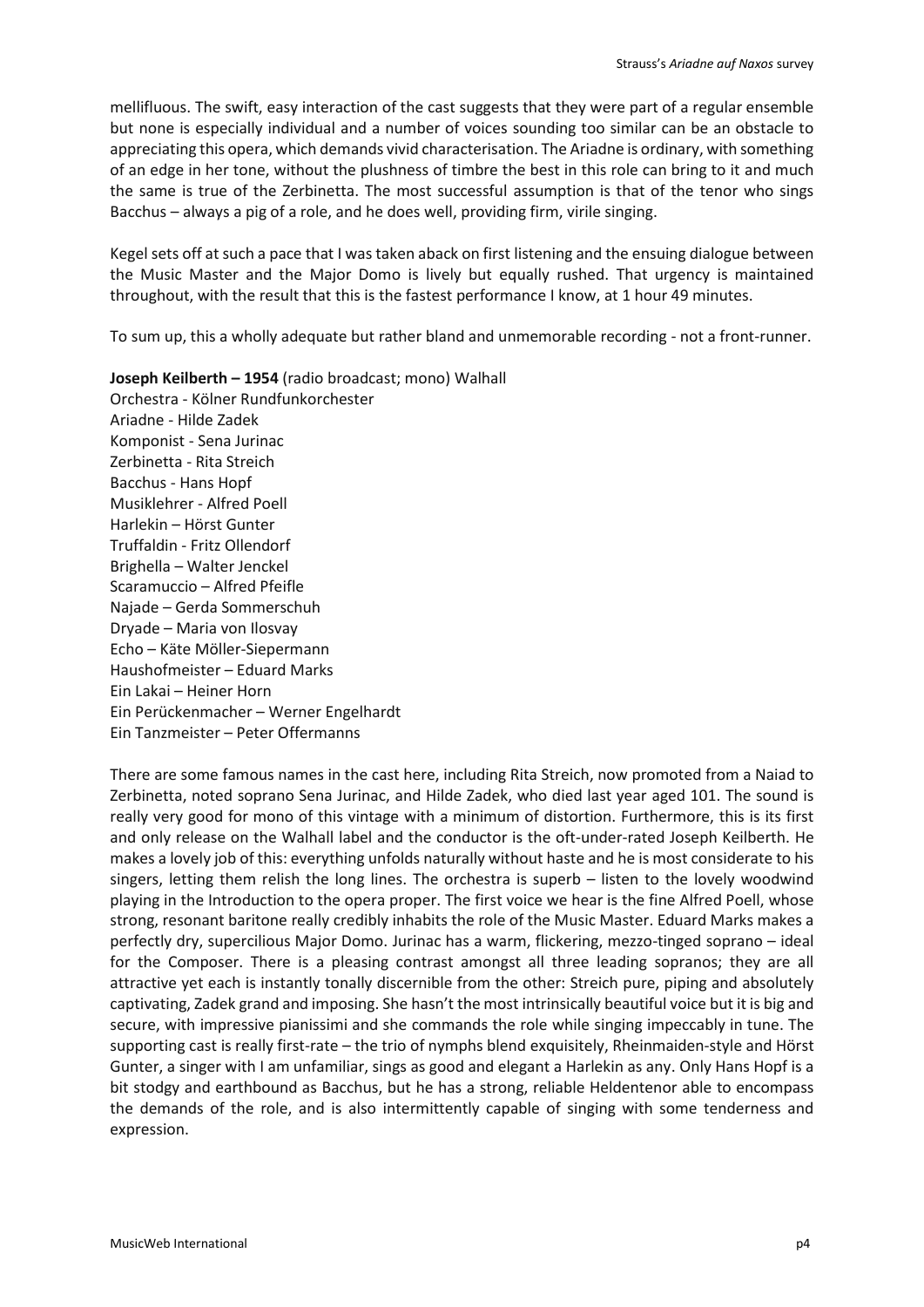mellifluous. The swift, easy interaction of the cast suggests that they were part of a regular ensemble but none is especially individual and a number of voices sounding too similar can be an obstacle to appreciating this opera, which demands vivid characterisation. The Ariadne is ordinary, with something of an edge in her tone, without the plushness of timbre the best in this role can bring to it and much the same is true of the Zerbinetta. The most successful assumption is that of the tenor who sings Bacchus – always a pig of a role, and he does well, providing firm, virile singing.

Kegel sets off at such a pace that I was taken aback on first listening and the ensuing dialogue between the Music Master and the Major Domo is lively but equally rushed. That urgency is maintained throughout, with the result that this is the fastest performance I know, at 1 hour 49 minutes.

To sum up, this a wholly adequate but rather bland and unmemorable recording - not a front-runner.

**Joseph Keilberth – 1954** (radio broadcast; mono) Walhall
Orchestra - Kölner Rundfunkorchester
Ariadne - Hilde Zadek
Komponist - Sena Jurinac
Zerbinetta - Rita Streich
Bacchus - Hans Hopf
Musiklehrer - Alfred Poell
Harlekin – Hörst Gunter
Truffaldin - Fritz Ollendorf
Brighella – Walter Jenckel
Scaramuccio – Alfred Pfeifle
Najade – Gerda Sommerschuh
Dryade – Maria von Ilosvay
Echo – Käte Möller-Siepermann
Haushofmeister – Eduard Marks
Ein Lakai – Heiner Horn
Ein Perückenmacher – Werner Engelhardt
Ein Tanzmeister – Peter Offermanns

There are some famous names in the cast here, including Rita Streich, now promoted from a Naiad to Zerbinetta, noted soprano Sena Jurinac, and Hilde Zadek, who died last year aged 101. The sound is really very good for mono of this vintage with a minimum of distortion. Furthermore, this is its first and only release on the Walhall label and the conductor is the oft-under-rated Joseph Keilberth. He makes a lovely job of this: everything unfolds naturally without haste and he is most considerate to his singers, letting them relish the long lines. The orchestra is superb – listen to the lovely woodwind playing in the Introduction to the opera proper. The first voice we hear is the fine Alfred Poell, whose strong, resonant baritone really credibly inhabits the role of the Music Master. Eduard Marks makes a perfectly dry, supercilious Major Domo. Jurinac has a warm, flickering, mezzo-tinged soprano – ideal for the Composer. There is a pleasing contrast amongst all three leading sopranos; they are all attractive yet each is instantly tonally discernible from the other: Streich pure, piping and absolutely captivating, Zadek grand and imposing. She hasn't the most intrinsically beautiful voice but it is big and secure, with impressive pianissimi and she commands the role while singing impeccably in tune. The supporting cast is really first-rate – the trio of nymphs blend exquisitely, Rheinmaiden-style and Hörst Gunter, a singer with I am unfamiliar, sings as good and elegant a Harlekin as any. Only Hans Hopf is a bit stodgy and earthbound as Bacchus, but he has a strong, reliable Heldentenor able to encompass the demands of the role, and is also intermittently capable of singing with some tenderness and expression.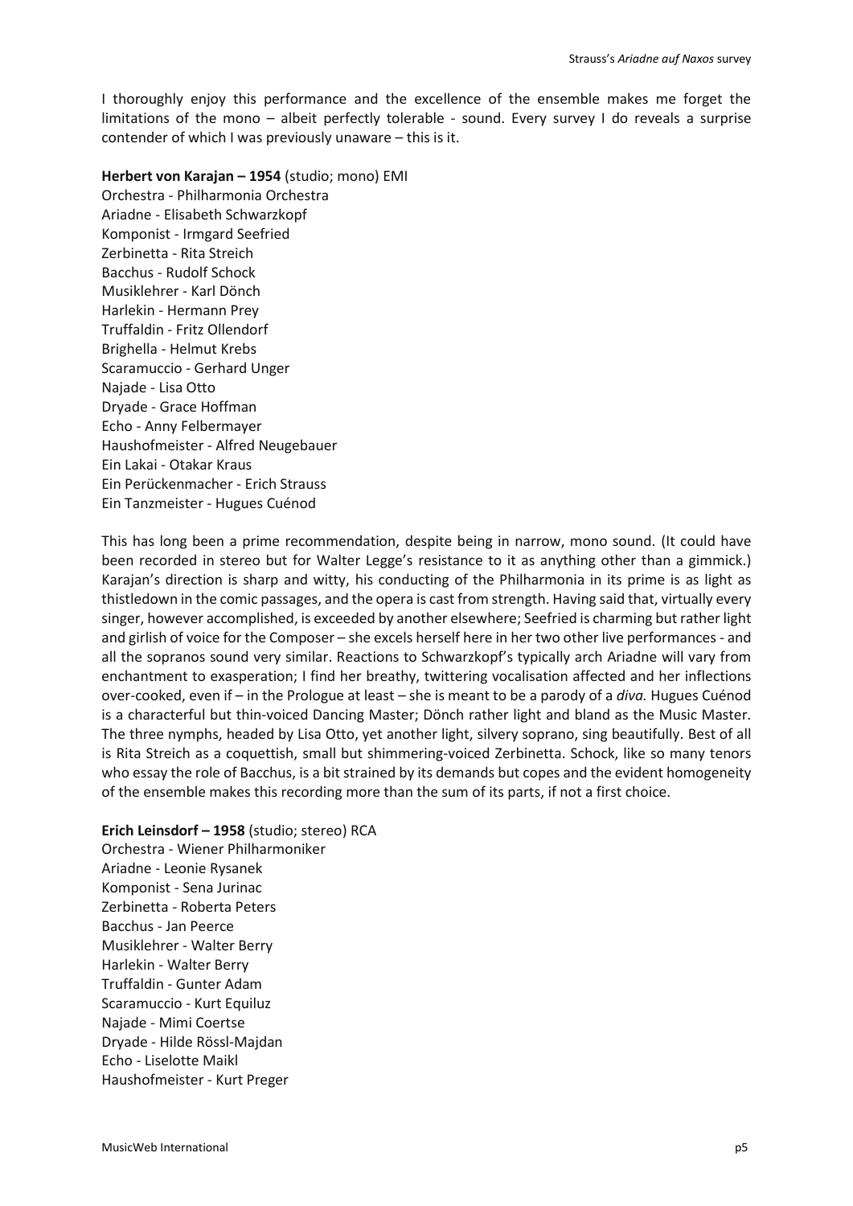I thoroughly enjoy this performance and the excellence of the ensemble makes me forget the limitations of the mono – albeit perfectly tolerable - sound. Every survey I do reveals a surprise contender of which I was previously unaware – this is it.

**Herbert von Karajan – 1954** (studio; mono) EMI
Orchestra - Philharmonia Orchestra
Ariadne - Elisabeth Schwarzkopf
Komponist - Irmgard Seefried
Zerbinetta - Rita Streich
Bacchus - Rudolf Schock
Musiklehrer - Karl Dönch
Harlekin - Hermann Prey
Truffaldin - Fritz Ollendorf
Brighella - Helmut Krebs
Scaramuccio - Gerhard Unger
Najade - Lisa Otto
Dryade - Grace Hoffman
Echo - Anny Felbermayer
Haushofmeister - Alfred Neugebauer
Ein Lakai - Otakar Kraus
Ein Perückenmacher - Erich Strauss
Ein Tanzmeister - Hugues Cuénod

This has long been a prime recommendation, despite being in narrow, mono sound. (It could have been recorded in stereo but for Walter Legge's resistance to it as anything other than a gimmick.) Karajan's direction is sharp and witty, his conducting of the Philharmonia in its prime is as light as thistledown in the comic passages, and the opera is cast from strength. Having said that, virtually every singer, however accomplished, is exceeded by another elsewhere; Seefried is charming but rather light and girlish of voice for the Composer – she excels herself here in her two other live performances - and all the sopranos sound very similar. Reactions to Schwarzkopf's typically arch Ariadne will vary from enchantment to exasperation; I find her breathy, twittering vocalisation affected and her inflections over-cooked, even if – in the Prologue at least – she is meant to be a parody of a *diva.* Hugues Cuénod is a characterful but thin-voiced Dancing Master; Dönch rather light and bland as the Music Master. The three nymphs, headed by Lisa Otto, yet another light, silvery soprano, sing beautifully. Best of all is Rita Streich as a coquettish, small but shimmering-voiced Zerbinetta. Schock, like so many tenors who essay the role of Bacchus, is a bit strained by its demands but copes and the evident homogeneity of the ensemble makes this recording more than the sum of its parts, if not a first choice.

**Erich Leinsdorf – 1958** (studio; stereo) RCA
Orchestra - Wiener Philharmoniker
Ariadne - Leonie Rysanek
Komponist - Sena Jurinac
Zerbinetta - Roberta Peters
Bacchus - Jan Peerce
Musiklehrer - Walter Berry
Harlekin - Walter Berry
Truffaldin - Gunter Adam
Scaramuccio - Kurt Equiluz
Najade - Mimi Coertse
Dryade - Hilde Rössl-Majdan
Echo - Liselotte Maikl
Haushofmeister - Kurt Preger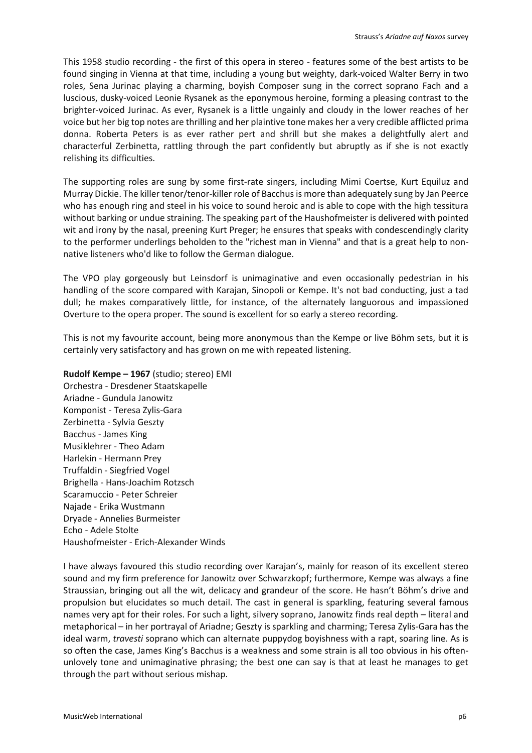This 1958 studio recording - the first of this opera in stereo - features some of the best artists to be found singing in Vienna at that time, including a young but weighty, dark-voiced Walter Berry in two roles, Sena Jurinac playing a charming, boyish Composer sung in the correct soprano Fach and a luscious, dusky-voiced Leonie Rysanek as the eponymous heroine, forming a pleasing contrast to the brighter-voiced Jurinac. As ever, Rysanek is a little ungainly and cloudy in the lower reaches of her voice but her big top notes are thrilling and her plaintive tone makes her a very credible afflicted prima donna. Roberta Peters is as ever rather pert and shrill but she makes a delightfully alert and characterful Zerbinetta, rattling through the part confidently but abruptly as if she is not exactly relishing its difficulties.

The supporting roles are sung by some first-rate singers, including Mimi Coertse, Kurt Equiluz and Murray Dickie. The killer tenor/tenor-killer role of Bacchus is more than adequately sung by Jan Peerce who has enough ring and steel in his voice to sound heroic and is able to cope with the high tessitura without barking or undue straining. The speaking part of the Haushofmeister is delivered with pointed wit and irony by the nasal, preening Kurt Preger; he ensures that speaks with condescendingly clarity to the performer underlings beholden to the "richest man in Vienna" and that is a great help to non-native listeners who'd like to follow the German dialogue.

The VPO play gorgeously but Leinsdorf is unimaginative and even occasionally pedestrian in his handling of the score compared with Karajan, Sinopoli or Kempe. It's not bad conducting, just a tad dull; he makes comparatively little, for instance, of the alternately languorous and impassioned Overture to the opera proper. The sound is excellent for so early a stereo recording.

This is not my favourite account, being more anonymous than the Kempe or live Böhm sets, but it is certainly very satisfactory and has grown on me with repeated listening.

**Rudolf Kempe – 1967** (studio; stereo) EMI
Orchestra - Dresdener Staatskapelle
Ariadne - Gundula Janowitz
Komponist - Teresa Zylis-Gara
Zerbinetta - Sylvia Geszty
Bacchus - James King
Musiklehrer - Theo Adam
Harlekin - Hermann Prey
Truffaldin - Siegfried Vogel
Brighella - Hans-Joachim Rotzsch
Scaramuccio - Peter Schreier
Najade - Erika Wustmann
Dryade - Annelies Burmeister
Echo - Adele Stolte
Haushofmeister - Erich-Alexander Winds

I have always favoured this studio recording over Karajan's, mainly for reason of its excellent stereo sound and my firm preference for Janowitz over Schwarzkopf; furthermore, Kempe was always a fine Straussian, bringing out all the wit, delicacy and grandeur of the score. He hasn't Böhm's drive and propulsion but elucidates so much detail. The cast in general is sparkling, featuring several famous names very apt for their roles. For such a light, silvery soprano, Janowitz finds real depth – literal and metaphorical – in her portrayal of Ariadne; Geszty is sparkling and charming; Teresa Zylis-Gara has the ideal warm, *travesti* soprano which can alternate puppydog boyishness with a rapt, soaring line. As is so often the case, James King's Bacchus is a weakness and some strain is all too obvious in his often-unlovely tone and unimaginative phrasing; the best one can say is that at least he manages to get through the part without serious mishap.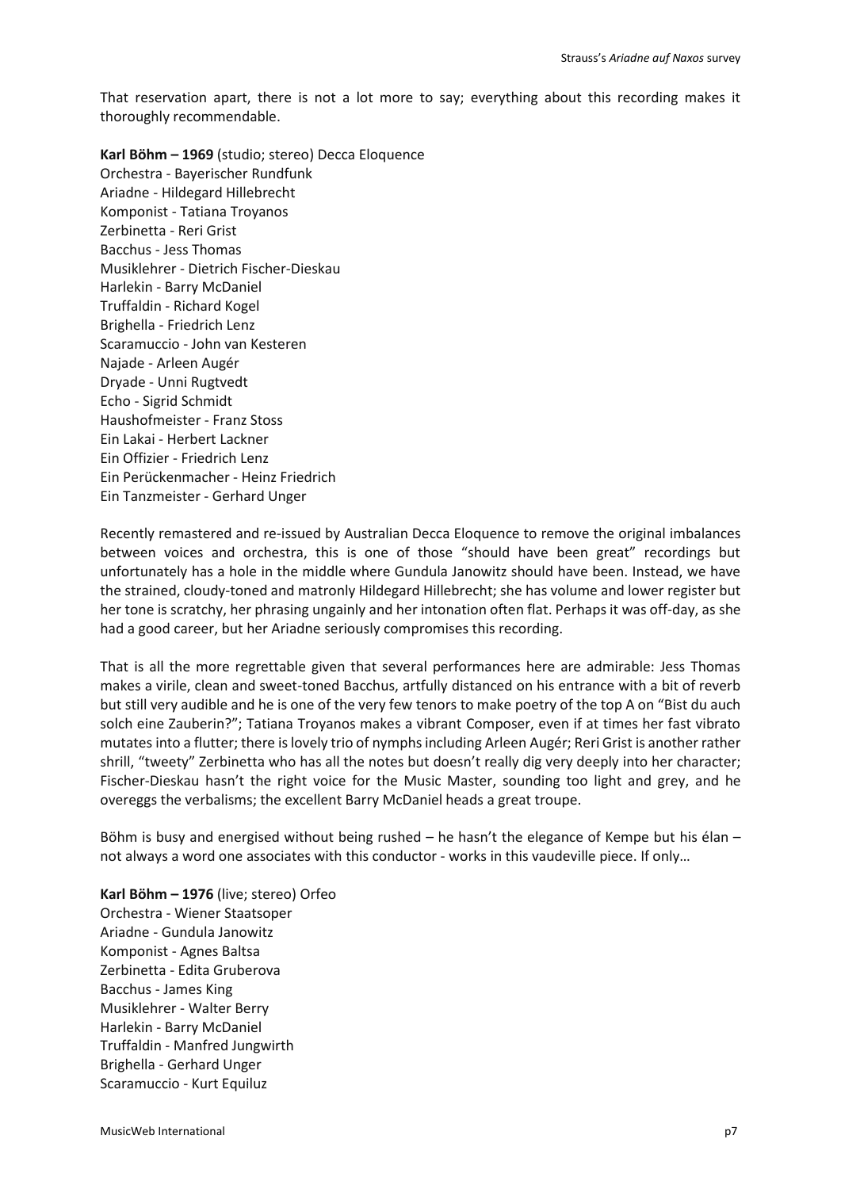That reservation apart, there is not a lot more to say; everything about this recording makes it thoroughly recommendable.

**Karl Böhm – 1969** (studio; stereo) Decca Eloquence
Orchestra - Bayerischer Rundfunk
Ariadne - Hildegard Hillebrecht
Komponist - Tatiana Troyanos
Zerbinetta - Reri Grist
Bacchus - Jess Thomas
Musiklehrer - Dietrich Fischer-Dieskau
Harlekin - Barry McDaniel
Truffaldin - Richard Kogel
Brighella - Friedrich Lenz
Scaramuccio - John van Kesteren
Najade - Arleen Augér
Dryade - Unni Rugtvedt
Echo - Sigrid Schmidt
Haushofmeister - Franz Stoss
Ein Lakai - Herbert Lackner
Ein Offizier - Friedrich Lenz
Ein Perückenmacher - Heinz Friedrich
Ein Tanzmeister - Gerhard Unger

Recently remastered and re-issued by Australian Decca Eloquence to remove the original imbalances between voices and orchestra, this is one of those "should have been great" recordings but unfortunately has a hole in the middle where Gundula Janowitz should have been. Instead, we have the strained, cloudy-toned and matronly Hildegard Hillebrecht; she has volume and lower register but her tone is scratchy, her phrasing ungainly and her intonation often flat. Perhaps it was off-day, as she had a good career, but her Ariadne seriously compromises this recording.

That is all the more regrettable given that several performances here are admirable: Jess Thomas makes a virile, clean and sweet-toned Bacchus, artfully distanced on his entrance with a bit of reverb but still very audible and he is one of the very few tenors to make poetry of the top A on "Bist du auch solch eine Zauberin?"; Tatiana Troyanos makes a vibrant Composer, even if at times her fast vibrato mutates into a flutter; there is lovely trio of nymphs including Arleen Augér; Reri Grist is another rather shrill, "tweety" Zerbinetta who has all the notes but doesn't really dig very deeply into her character; Fischer-Dieskau hasn't the right voice for the Music Master, sounding too light and grey, and he overeggs the verbalisms; the excellent Barry McDaniel heads a great troupe.

Böhm is busy and energised without being rushed – he hasn't the elegance of Kempe but his élan – not always a word one associates with this conductor - works in this vaudeville piece. If only…

**Karl Böhm – 1976** (live; stereo) Orfeo
Orchestra - Wiener Staatsoper
Ariadne - Gundula Janowitz
Komponist - Agnes Baltsa
Zerbinetta - Edita Gruberova
Bacchus - James King
Musiklehrer - Walter Berry
Harlekin - Barry McDaniel
Truffaldin - Manfred Jungwirth
Brighella - Gerhard Unger
Scaramuccio - Kurt Equiluz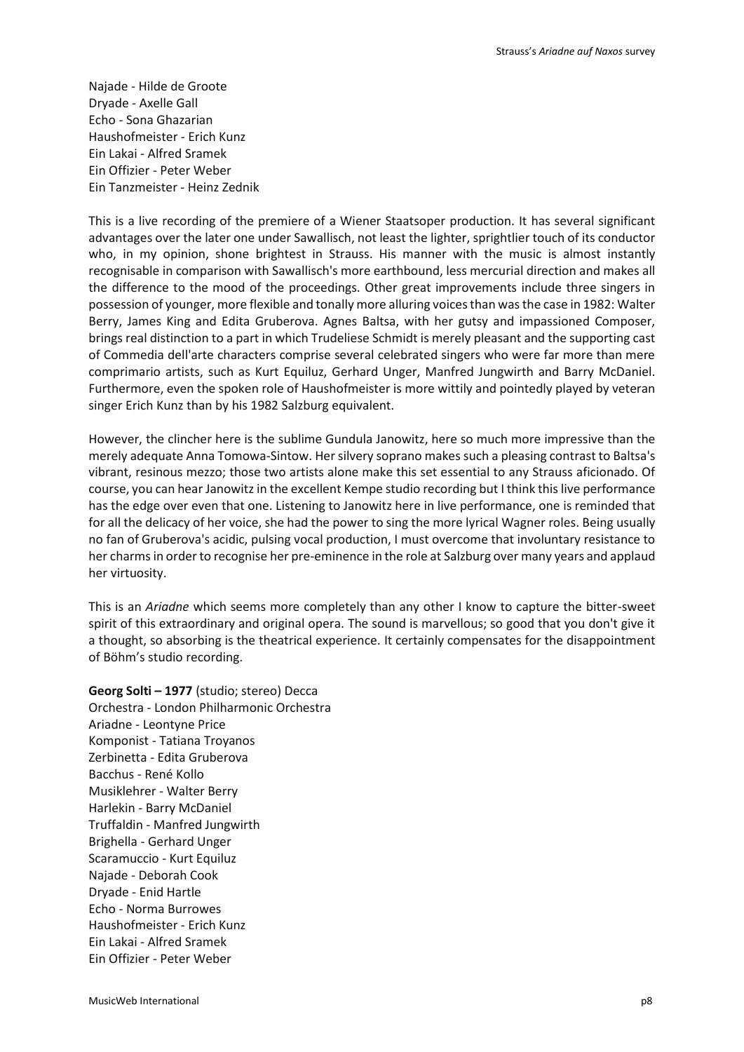Najade - Hilde de Groote
Dryade - Axelle Gall
Echo - Sona Ghazarian
Haushofmeister - Erich Kunz
Ein Lakai - Alfred Sramek
Ein Offizier - Peter Weber
Ein Tanzmeister - Heinz Zednik

This is a live recording of the premiere of a Wiener Staatsoper production. It has several significant advantages over the later one under Sawallisch, not least the lighter, sprightlier touch of its conductor who, in my opinion, shone brightest in Strauss. His manner with the music is almost instantly recognisable in comparison with Sawallisch's more earthbound, less mercurial direction and makes all the difference to the mood of the proceedings. Other great improvements include three singers in possession of younger, more flexible and tonally more alluring voices than was the case in 1982: Walter Berry, James King and Edita Gruberova. Agnes Baltsa, with her gutsy and impassioned Composer, brings real distinction to a part in which Trudeliese Schmidt is merely pleasant and the supporting cast of Commedia dell'arte characters comprise several celebrated singers who were far more than mere comprimario artists, such as Kurt Equiluz, Gerhard Unger, Manfred Jungwirth and Barry McDaniel. Furthermore, even the spoken role of Haushofmeister is more wittily and pointedly played by veteran singer Erich Kunz than by his 1982 Salzburg equivalent.

However, the clincher here is the sublime Gundula Janowitz, here so much more impressive than the merely adequate Anna Tomowa-Sintow. Her silvery soprano makes such a pleasing contrast to Baltsa's vibrant, resinous mezzo; those two artists alone make this set essential to any Strauss aficionado. Of course, you can hear Janowitz in the excellent Kempe studio recording but I think this live performance has the edge over even that one. Listening to Janowitz here in live performance, one is reminded that for all the delicacy of her voice, she had the power to sing the more lyrical Wagner roles. Being usually no fan of Gruberova's acidic, pulsing vocal production, I must overcome that involuntary resistance to her charms in order to recognise her pre-eminence in the role at Salzburg over many years and applaud her virtuosity.

This is an *Ariadne* which seems more completely than any other I know to capture the bitter-sweet spirit of this extraordinary and original opera. The sound is marvellous; so good that you don't give it a thought, so absorbing is the theatrical experience. It certainly compensates for the disappointment of Böhm's studio recording.

**Georg Solti – 1977** (studio; stereo) Decca
Orchestra - London Philharmonic Orchestra
Ariadne - Leontyne Price
Komponist - Tatiana Troyanos
Zerbinetta - Edita Gruberova
Bacchus - René Kollo
Musiklehrer - Walter Berry
Harlekin - Barry McDaniel
Truffaldin - Manfred Jungwirth
Brighella - Gerhard Unger
Scaramuccio - Kurt Equiluz
Najade - Deborah Cook
Dryade - Enid Hartle
Echo - Norma Burrowes
Haushofmeister - Erich Kunz
Ein Lakai - Alfred Sramek
Ein Offizier - Peter Weber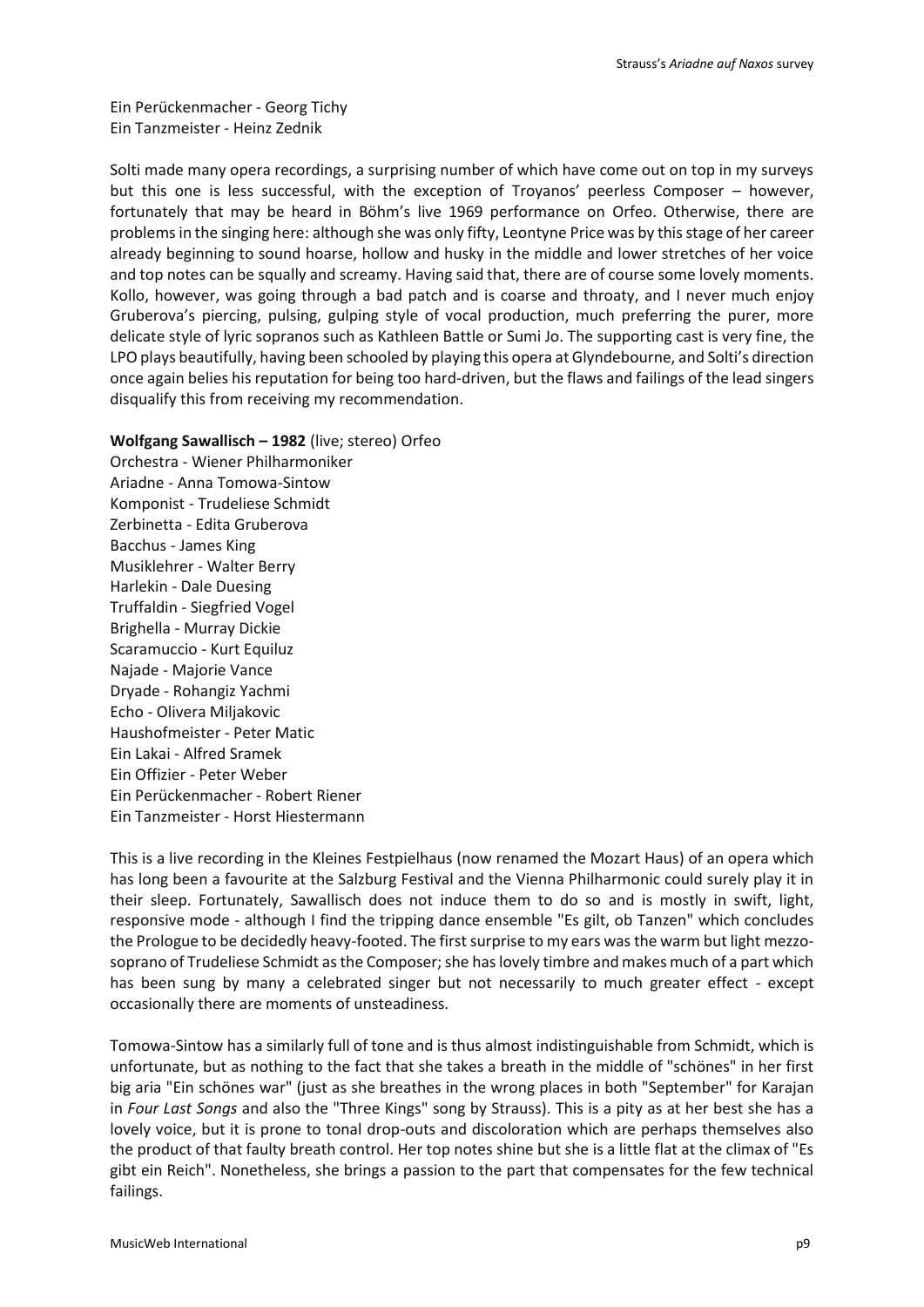Ein Perückenmacher - Georg Tichy
Ein Tanzmeister - Heinz Zednik

Solti made many opera recordings, a surprising number of which have come out on top in my surveys but this one is less successful, with the exception of Troyanos' peerless Composer – however, fortunately that may be heard in Böhm's live 1969 performance on Orfeo. Otherwise, there are problems in the singing here: although she was only fifty, Leontyne Price was by this stage of her career already beginning to sound hoarse, hollow and husky in the middle and lower stretches of her voice and top notes can be squally and screamy. Having said that, there are of course some lovely moments. Kollo, however, was going through a bad patch and is coarse and throaty, and I never much enjoy Gruberova's piercing, pulsing, gulping style of vocal production, much preferring the purer, more delicate style of lyric sopranos such as Kathleen Battle or Sumi Jo. The supporting cast is very fine, the LPO plays beautifully, having been schooled by playing this opera at Glyndebourne, and Solti's direction once again belies his reputation for being too hard-driven, but the flaws and failings of the lead singers disqualify this from receiving my recommendation.

**Wolfgang Sawallisch – 1982** (live; stereo) Orfeo
Orchestra - Wiener Philharmoniker
Ariadne - Anna Tomowa-Sintow
Komponist - Trudeliese Schmidt
Zerbinetta - Edita Gruberova
Bacchus - James King
Musiklehrer - Walter Berry
Harlekin - Dale Duesing
Truffaldin - Siegfried Vogel
Brighella - Murray Dickie
Scaramuccio - Kurt Equiluz
Najade - Majorie Vance
Dryade - Rohangiz Yachmi
Echo - Olivera Miljakovic
Haushofmeister - Peter Matic
Ein Lakai - Alfred Sramek
Ein Offizier - Peter Weber
Ein Perückenmacher - Robert Riener
Ein Tanzmeister - Horst Hiestermann

This is a live recording in the Kleines Festpielhaus (now renamed the Mozart Haus) of an opera which has long been a favourite at the Salzburg Festival and the Vienna Philharmonic could surely play it in their sleep. Fortunately, Sawallisch does not induce them to do so and is mostly in swift, light, responsive mode - although I find the tripping dance ensemble "Es gilt, ob Tanzen" which concludes the Prologue to be decidedly heavy-footed. The first surprise to my ears was the warm but light mezzo-soprano of Trudeliese Schmidt as the Composer; she has lovely timbre and makes much of a part which has been sung by many a celebrated singer but not necessarily to much greater effect - except occasionally there are moments of unsteadiness.

Tomowa-Sintow has a similarly full of tone and is thus almost indistinguishable from Schmidt, which is unfortunate, but as nothing to the fact that she takes a breath in the middle of "schönes" in her first big aria "Ein schönes war" (just as she breathes in the wrong places in both "September" for Karajan in *Four Last Songs* and also the "Three Kings" song by Strauss). This is a pity as at her best she has a lovely voice, but it is prone to tonal drop-outs and discoloration which are perhaps themselves also the product of that faulty breath control. Her top notes shine but she is a little flat at the climax of "Es gibt ein Reich". Nonetheless, she brings a passion to the part that compensates for the few technical failings.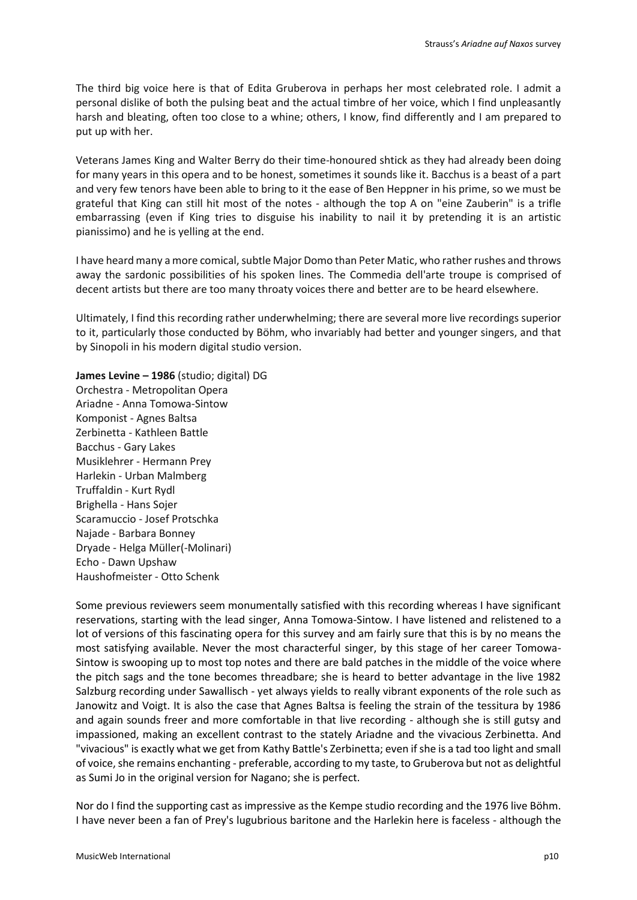The third big voice here is that of Edita Gruberova in perhaps her most celebrated role. I admit a personal dislike of both the pulsing beat and the actual timbre of her voice, which I find unpleasantly harsh and bleating, often too close to a whine; others, I know, find differently and I am prepared to put up with her.

Veterans James King and Walter Berry do their time-honoured shtick as they had already been doing for many years in this opera and to be honest, sometimes it sounds like it. Bacchus is a beast of a part and very few tenors have been able to bring to it the ease of Ben Heppner in his prime, so we must be grateful that King can still hit most of the notes - although the top A on "eine Zauberin" is a trifle embarrassing (even if King tries to disguise his inability to nail it by pretending it is an artistic pianissimo) and he is yelling at the end.

I have heard many a more comical, subtle Major Domo than Peter Matic, who rather rushes and throws away the sardonic possibilities of his spoken lines. The Commedia dell'arte troupe is comprised of decent artists but there are too many throaty voices there and better are to be heard elsewhere.

Ultimately, I find this recording rather underwhelming; there are several more live recordings superior to it, particularly those conducted by Böhm, who invariably had better and younger singers, and that by Sinopoli in his modern digital studio version.

**James Levine – 1986** (studio; digital) DG
Orchestra - Metropolitan Opera
Ariadne - Anna Tomowa-Sintow
Komponist - Agnes Baltsa
Zerbinetta - Kathleen Battle
Bacchus - Gary Lakes
Musiklehrer - Hermann Prey
Harlekin - Urban Malmberg
Truffaldin - Kurt Rydl
Brighella - Hans Sojer
Scaramuccio - Josef Protschka
Najade - Barbara Bonney
Dryade - Helga Müller(-Molinari)
Echo - Dawn Upshaw
Haushofmeister - Otto Schenk

Some previous reviewers seem monumentally satisfied with this recording whereas I have significant reservations, starting with the lead singer, Anna Tomowa-Sintow. I have listened and relistened to a lot of versions of this fascinating opera for this survey and am fairly sure that this is by no means the most satisfying available. Never the most characterful singer, by this stage of her career Tomowa-Sintow is swooping up to most top notes and there are bald patches in the middle of the voice where the pitch sags and the tone becomes threadbare; she is heard to better advantage in the live 1982 Salzburg recording under Sawallisch - yet always yields to really vibrant exponents of the role such as Janowitz and Voigt. It is also the case that Agnes Baltsa is feeling the strain of the tessitura by 1986 and again sounds freer and more comfortable in that live recording - although she is still gutsy and impassioned, making an excellent contrast to the stately Ariadne and the vivacious Zerbinetta. And "vivacious" is exactly what we get from Kathy Battle's Zerbinetta; even if she is a tad too light and small of voice, she remains enchanting - preferable, according to my taste, to Gruberova but not as delightful as Sumi Jo in the original version for Nagano; she is perfect.

Nor do I find the supporting cast as impressive as the Kempe studio recording and the 1976 live Böhm. I have never been a fan of Prey's lugubrious baritone and the Harlekin here is faceless - although the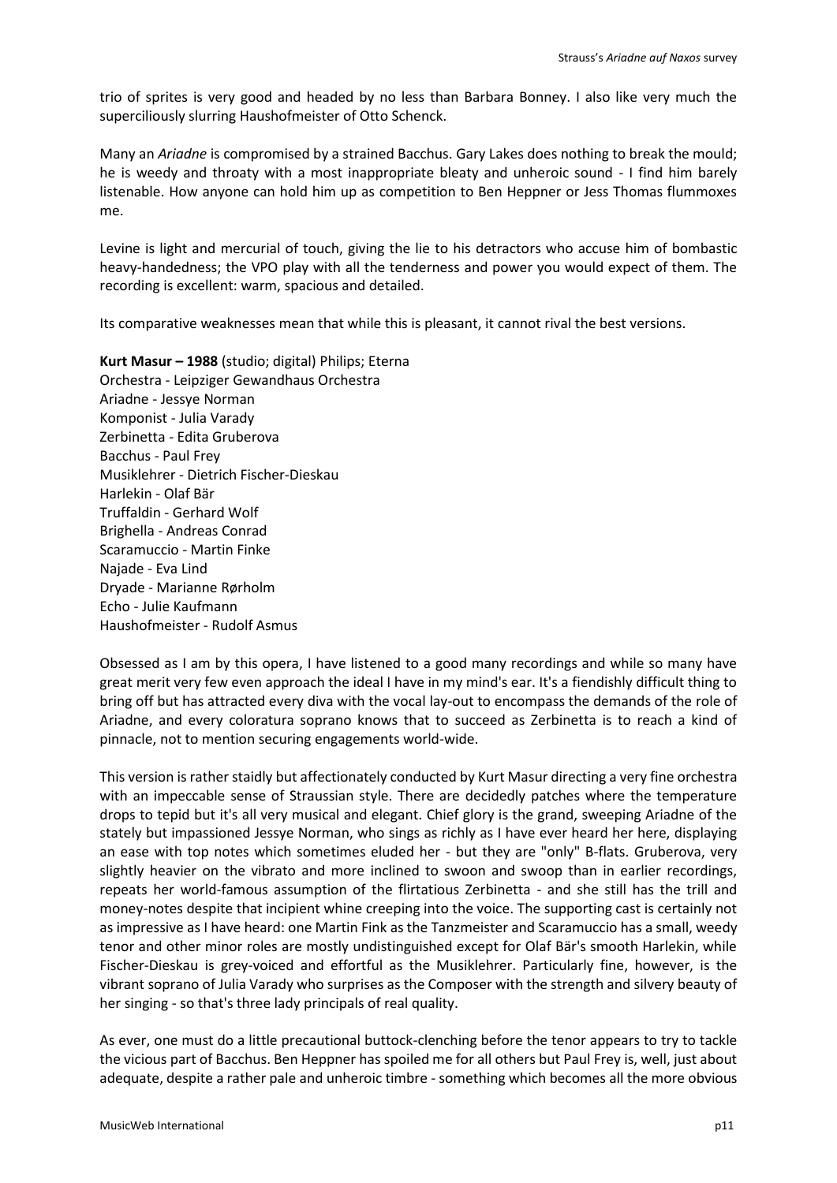trio of sprites is very good and headed by no less than Barbara Bonney. I also like very much the superciliously slurring Haushofmeister of Otto Schenck.

Many an *Ariadne* is compromised by a strained Bacchus. Gary Lakes does nothing to break the mould; he is weedy and throaty with a most inappropriate bleaty and unheroic sound - I find him barely listenable. How anyone can hold him up as competition to Ben Heppner or Jess Thomas flummoxes me.

Levine is light and mercurial of touch, giving the lie to his detractors who accuse him of bombastic heavy-handedness; the VPO play with all the tenderness and power you would expect of them. The recording is excellent: warm, spacious and detailed.

Its comparative weaknesses mean that while this is pleasant, it cannot rival the best versions.

**Kurt Masur – 1988** (studio; digital) Philips; Eterna
Orchestra - Leipziger Gewandhaus Orchestra
Ariadne - Jessye Norman
Komponist - Julia Varady
Zerbinetta - Edita Gruberova
Bacchus - Paul Frey
Musiklehrer - Dietrich Fischer-Dieskau
Harlekin - Olaf Bär
Truffaldin - Gerhard Wolf
Brighella - Andreas Conrad
Scaramuccio - Martin Finke
Najade - Eva Lind
Dryade - Marianne Rørholm
Echo - Julie Kaufmann
Haushofmeister - Rudolf Asmus

Obsessed as I am by this opera, I have listened to a good many recordings and while so many have great merit very few even approach the ideal I have in my mind's ear. It's a fiendishly difficult thing to bring off but has attracted every diva with the vocal lay-out to encompass the demands of the role of Ariadne, and every coloratura soprano knows that to succeed as Zerbinetta is to reach a kind of pinnacle, not to mention securing engagements world-wide.

This version is rather staidly but affectionately conducted by Kurt Masur directing a very fine orchestra with an impeccable sense of Straussian style. There are decidedly patches where the temperature drops to tepid but it's all very musical and elegant. Chief glory is the grand, sweeping Ariadne of the stately but impassioned Jessye Norman, who sings as richly as I have ever heard her here, displaying an ease with top notes which sometimes eluded her - but they are "only" B-flats. Gruberova, very slightly heavier on the vibrato and more inclined to swoon and swoop than in earlier recordings, repeats her world-famous assumption of the flirtatious Zerbinetta - and she still has the trill and money-notes despite that incipient whine creeping into the voice. The supporting cast is certainly not as impressive as I have heard: one Martin Fink as the Tanzmeister and Scaramuccio has a small, weedy tenor and other minor roles are mostly undistinguished except for Olaf Bär's smooth Harlekin, while Fischer-Dieskau is grey-voiced and effortful as the Musiklehrer. Particularly fine, however, is the vibrant soprano of Julia Varady who surprises as the Composer with the strength and silvery beauty of her singing - so that's three lady principals of real quality.

As ever, one must do a little precautional buttock-clenching before the tenor appears to try to tackle the vicious part of Bacchus. Ben Heppner has spoiled me for all others but Paul Frey is, well, just about adequate, despite a rather pale and unheroic timbre - something which becomes all the more obvious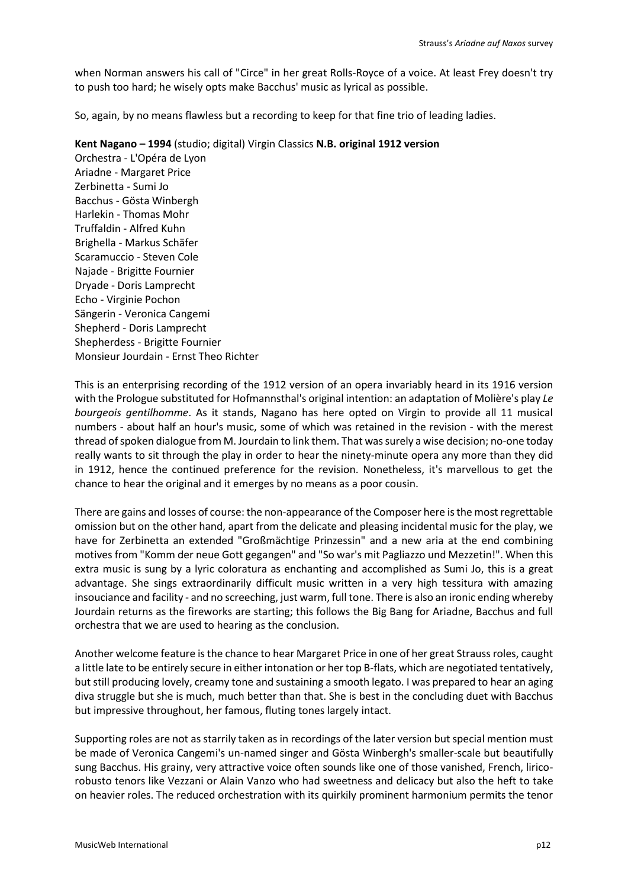when Norman answers his call of "Circe" in her great Rolls-Royce of a voice. At least Frey doesn't try to push too hard; he wisely opts make Bacchus' music as lyrical as possible.

So, again, by no means flawless but a recording to keep for that fine trio of leading ladies.

**Kent Nagano – 1994** (studio; digital) Virgin Classics **N.B. original 1912 version**
Orchestra - L'Opéra de Lyon
Ariadne - Margaret Price
Zerbinetta - Sumi Jo
Bacchus - Gösta Winbergh
Harlekin - Thomas Mohr
Truffaldin - Alfred Kuhn
Brighella - Markus Schäfer
Scaramuccio - Steven Cole
Najade - Brigitte Fournier
Dryade - Doris Lamprecht
Echo - Virginie Pochon
Sängerin - Veronica Cangemi
Shepherd - Doris Lamprecht
Shepherdess - Brigitte Fournier
Monsieur Jourdain - Ernst Theo Richter

This is an enterprising recording of the 1912 version of an opera invariably heard in its 1916 version with the Prologue substituted for Hofmannsthal's original intention: an adaptation of Molière's play *Le bourgeois gentilhomme*. As it stands, Nagano has here opted on Virgin to provide all 11 musical numbers - about half an hour's music, some of which was retained in the revision - with the merest thread of spoken dialogue from M. Jourdain to link them. That was surely a wise decision; no-one today really wants to sit through the play in order to hear the ninety-minute opera any more than they did in 1912, hence the continued preference for the revision. Nonetheless, it's marvellous to get the chance to hear the original and it emerges by no means as a poor cousin.

There are gains and losses of course: the non-appearance of the Composer here is the most regrettable omission but on the other hand, apart from the delicate and pleasing incidental music for the play, we have for Zerbinetta an extended "Großmächtige Prinzessin" and a new aria at the end combining motives from "Komm der neue Gott gegangen" and "So war's mit Pagliazzo und Mezzetin!". When this extra music is sung by a lyric coloratura as enchanting and accomplished as Sumi Jo, this is a great advantage. She sings extraordinarily difficult music written in a very high tessitura with amazing insouciance and facility - and no screeching, just warm, full tone. There is also an ironic ending whereby Jourdain returns as the fireworks are starting; this follows the Big Bang for Ariadne, Bacchus and full orchestra that we are used to hearing as the conclusion.

Another welcome feature is the chance to hear Margaret Price in one of her great Strauss roles, caught a little late to be entirely secure in either intonation or her top B-flats, which are negotiated tentatively, but still producing lovely, creamy tone and sustaining a smooth legato. I was prepared to hear an aging diva struggle but she is much, much better than that. She is best in the concluding duet with Bacchus but impressive throughout, her famous, fluting tones largely intact.

Supporting roles are not as starrily taken as in recordings of the later version but special mention must be made of Veronica Cangemi's un-named singer and Gösta Winbergh's smaller-scale but beautifully sung Bacchus. His grainy, very attractive voice often sounds like one of those vanished, French, lirico-robusto tenors like Vezzani or Alain Vanzo who had sweetness and delicacy but also the heft to take on heavier roles. The reduced orchestration with its quirkily prominent harmonium permits the tenor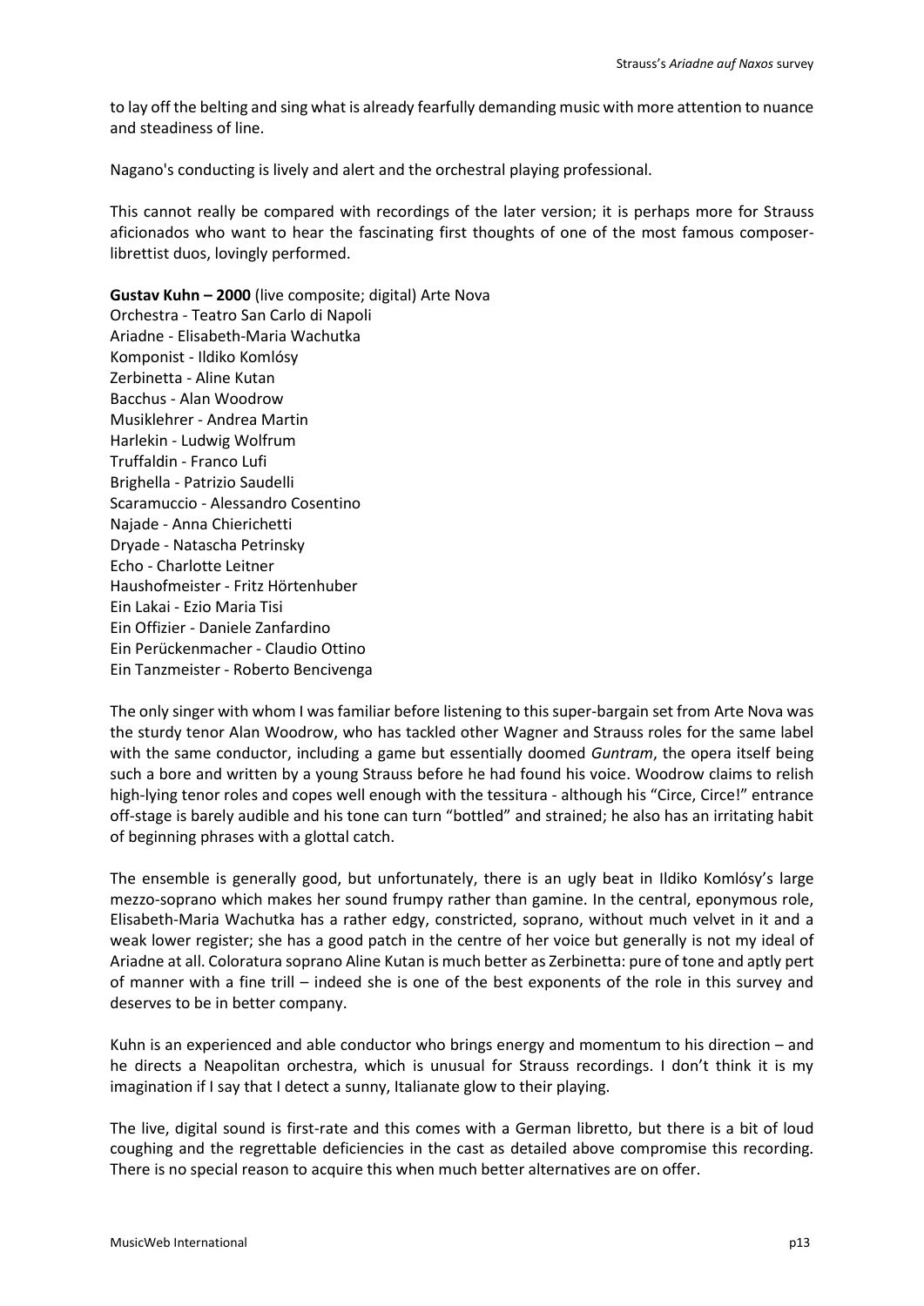to lay off the belting and sing what is already fearfully demanding music with more attention to nuance and steadiness of line.

Nagano's conducting is lively and alert and the orchestral playing professional.

This cannot really be compared with recordings of the later version; it is perhaps more for Strauss aficionados who want to hear the fascinating first thoughts of one of the most famous composer-librettist duos, lovingly performed.

**Gustav Kuhn – 2000** (live composite; digital) Arte Nova
Orchestra - Teatro San Carlo di Napoli
Ariadne - Elisabeth-Maria Wachutka
Komponist - Ildiko Komlósy
Zerbinetta - Aline Kutan
Bacchus - Alan Woodrow
Musiklehrer - Andrea Martin
Harlekin - Ludwig Wolfrum
Truffaldin - Franco Lufi
Brighella - Patrizio Saudelli
Scaramuccio - Alessandro Cosentino
Najade - Anna Chierichetti
Dryade - Natascha Petrinsky
Echo - Charlotte Leitner
Haushofmeister - Fritz Hörtenhuber
Ein Lakai - Ezio Maria Tisi
Ein Offizier - Daniele Zanfardino
Ein Perückenmacher - Claudio Ottino
Ein Tanzmeister - Roberto Bencivenga

The only singer with whom I was familiar before listening to this super-bargain set from Arte Nova was the sturdy tenor Alan Woodrow, who has tackled other Wagner and Strauss roles for the same label with the same conductor, including a game but essentially doomed *Guntram*, the opera itself being such a bore and written by a young Strauss before he had found his voice. Woodrow claims to relish high-lying tenor roles and copes well enough with the tessitura - although his "Circe, Circe!" entrance off-stage is barely audible and his tone can turn "bottled" and strained; he also has an irritating habit of beginning phrases with a glottal catch.

The ensemble is generally good, but unfortunately, there is an ugly beat in Ildiko Komlósy's large mezzo-soprano which makes her sound frumpy rather than gamine. In the central, eponymous role, Elisabeth-Maria Wachutka has a rather edgy, constricted, soprano, without much velvet in it and a weak lower register; she has a good patch in the centre of her voice but generally is not my ideal of Ariadne at all. Coloratura soprano Aline Kutan is much better as Zerbinetta: pure of tone and aptly pert of manner with a fine trill – indeed she is one of the best exponents of the role in this survey and deserves to be in better company.

Kuhn is an experienced and able conductor who brings energy and momentum to his direction – and he directs a Neapolitan orchestra, which is unusual for Strauss recordings. I don't think it is my imagination if I say that I detect a sunny, Italianate glow to their playing.

The live, digital sound is first-rate and this comes with a German libretto, but there is a bit of loud coughing and the regrettable deficiencies in the cast as detailed above compromise this recording. There is no special reason to acquire this when much better alternatives are on offer.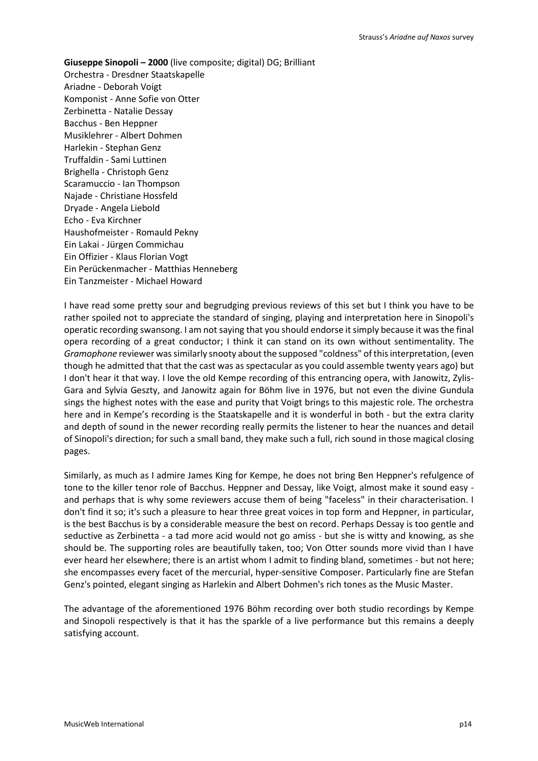**Giuseppe Sinopoli – 2000** (live composite; digital) DG; Brilliant
Orchestra - Dresdner Staatskapelle
Ariadne - Deborah Voigt
Komponist - Anne Sofie von Otter
Zerbinetta - Natalie Dessay
Bacchus - Ben Heppner
Musiklehrer - Albert Dohmen
Harlekin - Stephan Genz
Truffaldin - Sami Luttinen
Brighella - Christoph Genz
Scaramuccio - Ian Thompson
Najade - Christiane Hossfeld
Dryade - Angela Liebold
Echo - Eva Kirchner
Haushofmeister - Romauld Pekny
Ein Lakai - Jürgen Commichau
Ein Offizier - Klaus Florian Vogt
Ein Perückenmacher - Matthias Henneberg
Ein Tanzmeister - Michael Howard

I have read some pretty sour and begrudging previous reviews of this set but I think you have to be rather spoiled not to appreciate the standard of singing, playing and interpretation here in Sinopoli's operatic recording swansong. I am not saying that you should endorse it simply because it was the final opera recording of a great conductor; I think it can stand on its own without sentimentality. The *Gramophone* reviewer was similarly snooty about the supposed "coldness" of this interpretation, (even though he admitted that that the cast was as spectacular as you could assemble twenty years ago) but I don't hear it that way. I love the old Kempe recording of this entrancing opera, with Janowitz, Zylis-Gara and Sylvia Geszty, and Janowitz again for Böhm live in 1976, but not even the divine Gundula sings the highest notes with the ease and purity that Voigt brings to this majestic role. The orchestra here and in Kempe's recording is the Staatskapelle and it is wonderful in both - but the extra clarity and depth of sound in the newer recording really permits the listener to hear the nuances and detail of Sinopoli's direction; for such a small band, they make such a full, rich sound in those magical closing pages.

Similarly, as much as I admire James King for Kempe, he does not bring Ben Heppner's refulgence of tone to the killer tenor role of Bacchus. Heppner and Dessay, like Voigt, almost make it sound easy - and perhaps that is why some reviewers accuse them of being "faceless" in their characterisation. I don't find it so; it's such a pleasure to hear three great voices in top form and Heppner, in particular, is the best Bacchus is by a considerable measure the best on record. Perhaps Dessay is too gentle and seductive as Zerbinetta - a tad more acid would not go amiss - but she is witty and knowing, as she should be. The supporting roles are beautifully taken, too; Von Otter sounds more vivid than I have ever heard her elsewhere; there is an artist whom I admit to finding bland, sometimes - but not here; she encompasses every facet of the mercurial, hyper-sensitive Composer. Particularly fine are Stefan Genz's pointed, elegant singing as Harlekin and Albert Dohmen's rich tones as the Music Master.

The advantage of the aforementioned 1976 Böhm recording over both studio recordings by Kempe and Sinopoli respectively is that it has the sparkle of a live performance but this remains a deeply satisfying account.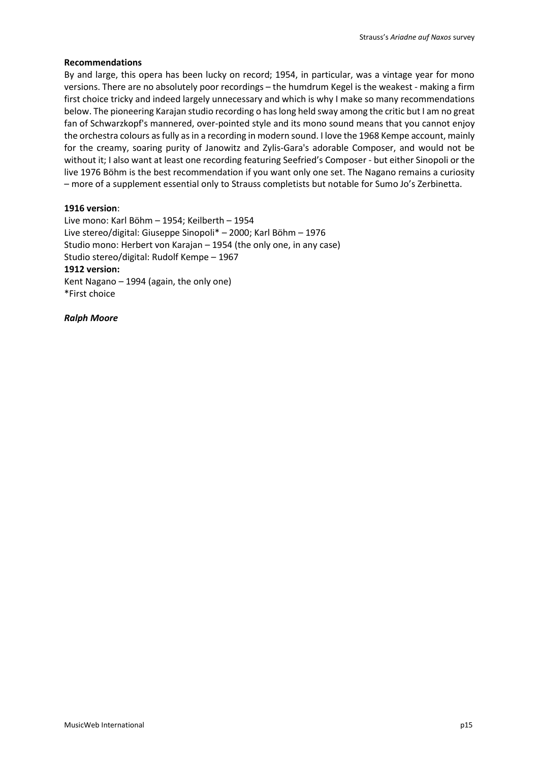**Recommendations**

By and large, this opera has been lucky on record; 1954, in particular, was a vintage year for mono versions. There are no absolutely poor recordings – the humdrum Kegel is the weakest - making a firm first choice tricky and indeed largely unnecessary and which is why I make so many recommendations below. The pioneering Karajan studio recording o has long held sway among the critic but I am no great fan of Schwarzkopf's mannered, over-pointed style and its mono sound means that you cannot enjoy the orchestra colours as fully as in a recording in modern sound. I love the 1968 Kempe account, mainly for the creamy, soaring purity of Janowitz and Zylis-Gara's adorable Composer, and would not be without it; I also want at least one recording featuring Seefried's Composer - but either Sinopoli or the live 1976 Böhm is the best recommendation if you want only one set. The Nagano remains a curiosity – more of a supplement essential only to Strauss completists but notable for Sumo Jo's Zerbinetta.

**1916 version**:
Live mono: Karl Böhm – 1954; Keilberth – 1954
Live stereo/digital: Giuseppe Sinopoli* – 2000; Karl Böhm – 1976
Studio mono: Herbert von Karajan – 1954 (the only one, in any case)
Studio stereo/digital: Rudolf Kempe – 1967
**1912 version:**
Kent Nagano – 1994 (again, the only one)
*First choice

***Ralph Moore***